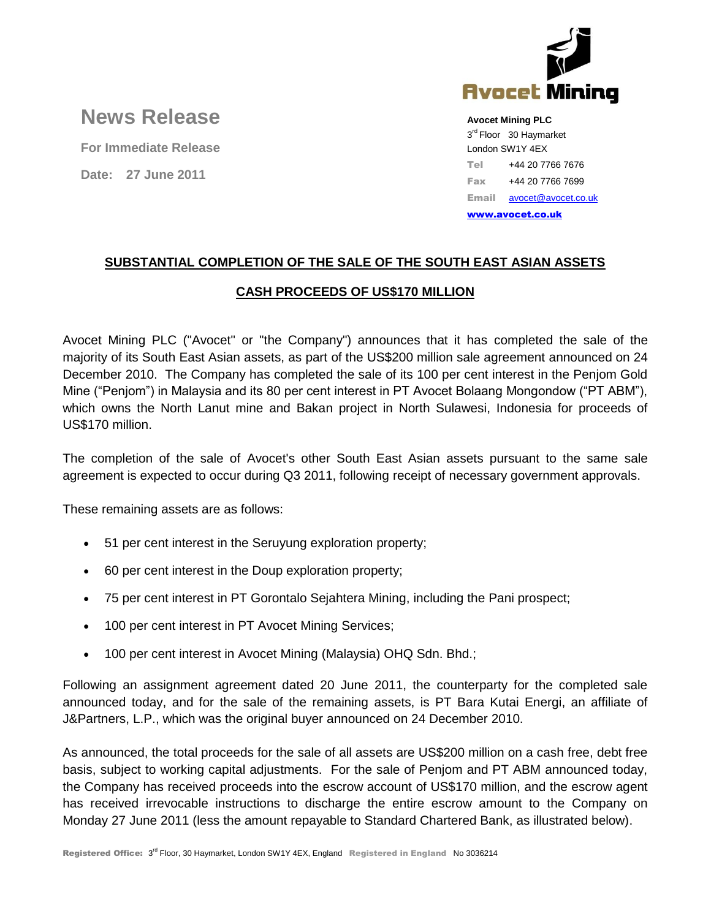# News Release

**For Immediate Release**

**Date: 27 June 2011**

**Avocet Mining PLC**
3rd Floor 30 Haymarket
London SW1Y 4EX
**Tel** +44 20 7766 7676
**Fax** +44 20 7766 7699
**Email** avocet@avocet.co.uk
**www.avocet.co.uk**

## SUBSTANTIAL COMPLETION OF THE SALE OF THE SOUTH EAST ASIAN ASSETS

## CASH PROCEEDS OF US$170 MILLION

Avocet Mining PLC ("Avocet" or "the Company") announces that it has completed the sale of the majority of its South East Asian assets, as part of the US$200 million sale agreement announced on 24 December 2010. The Company has completed the sale of its 100 per cent interest in the Penjom Gold Mine ("Penjom") in Malaysia and its 80 per cent interest in PT Avocet Bolaang Mongondow ("PT ABM"), which owns the North Lanut mine and Bakan project in North Sulawesi, Indonesia for proceeds of US$170 million.

The completion of the sale of Avocet's other South East Asian assets pursuant to the same sale agreement is expected to occur during Q3 2011, following receipt of necessary government approvals.

These remaining assets are as follows:

- 51 per cent interest in the Seruyung exploration property;
- 60 per cent interest in the Doup exploration property;
- 75 per cent interest in PT Gorontalo Sejahtera Mining, including the Pani prospect;
- 100 per cent interest in PT Avocet Mining Services;
- 100 per cent interest in Avocet Mining (Malaysia) OHQ Sdn. Bhd.;

Following an assignment agreement dated 20 June 2011, the counterparty for the completed sale announced today, and for the sale of the remaining assets, is PT Bara Kutai Energi, an affiliate of J&Partners, L.P., which was the original buyer announced on 24 December 2010.

As announced, the total proceeds for the sale of all assets are US$200 million on a cash free, debt free basis, subject to working capital adjustments. For the sale of Penjom and PT ABM announced today, the Company has received proceeds into the escrow account of US$170 million, and the escrow agent has received irrevocable instructions to discharge the entire escrow amount to the Company on Monday 27 June 2011 (less the amount repayable to Standard Chartered Bank, as illustrated below).

Registered Office: 3rd Floor, 30 Haymarket, London SW1Y 4EX, England Registered in England No 3036214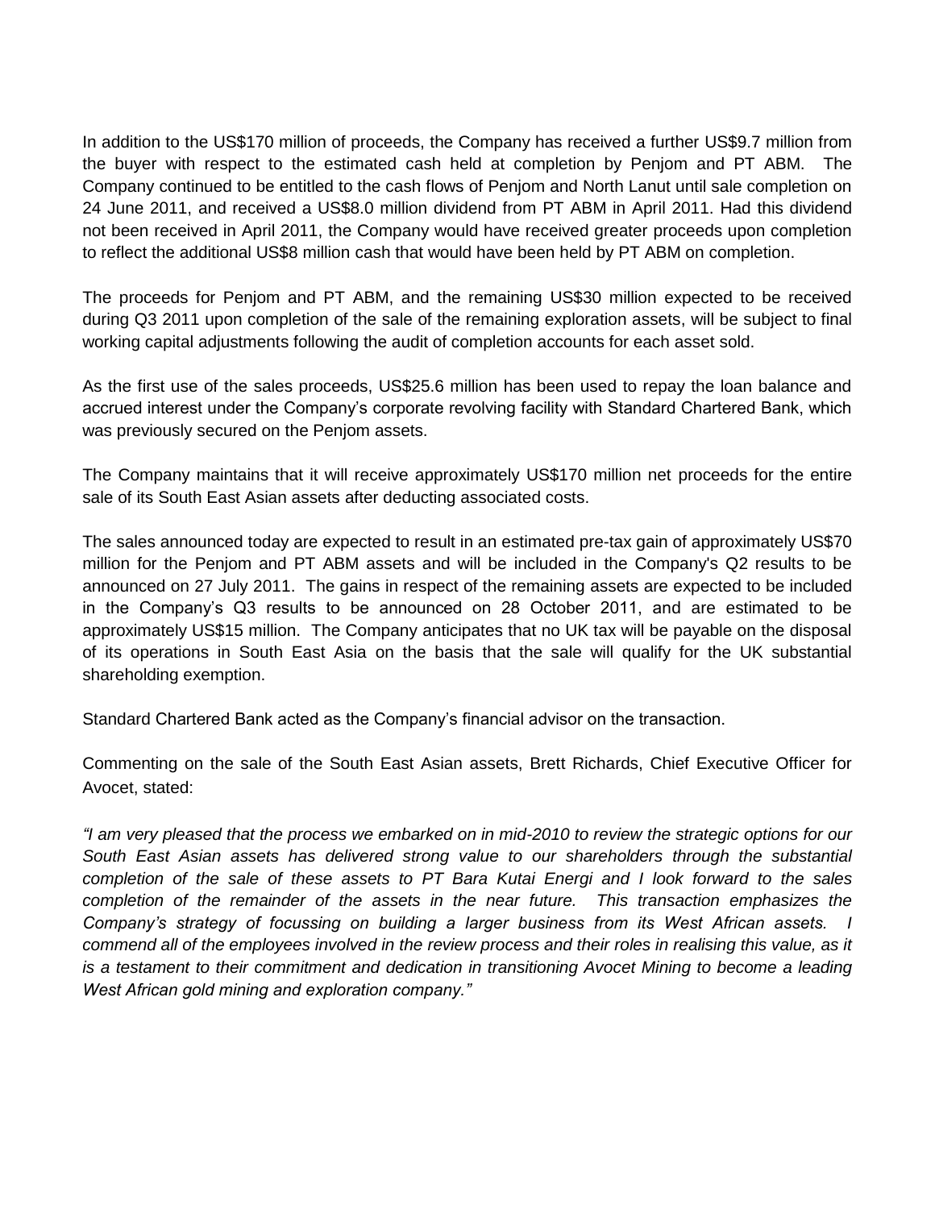In addition to the US$170 million of proceeds, the Company has received a further US$9.7 million from the buyer with respect to the estimated cash held at completion by Penjom and PT ABM. The Company continued to be entitled to the cash flows of Penjom and North Lanut until sale completion on 24 June 2011, and received a US$8.0 million dividend from PT ABM in April 2011. Had this dividend not been received in April 2011, the Company would have received greater proceeds upon completion to reflect the additional US$8 million cash that would have been held by PT ABM on completion.

The proceeds for Penjom and PT ABM, and the remaining US$30 million expected to be received during Q3 2011 upon completion of the sale of the remaining exploration assets, will be subject to final working capital adjustments following the audit of completion accounts for each asset sold.

As the first use of the sales proceeds, US$25.6 million has been used to repay the loan balance and accrued interest under the Company's corporate revolving facility with Standard Chartered Bank, which was previously secured on the Penjom assets.

The Company maintains that it will receive approximately US$170 million net proceeds for the entire sale of its South East Asian assets after deducting associated costs.

The sales announced today are expected to result in an estimated pre-tax gain of approximately US$70 million for the Penjom and PT ABM assets and will be included in the Company's Q2 results to be announced on 27 July 2011. The gains in respect of the remaining assets are expected to be included in the Company's Q3 results to be announced on 28 October 2011, and are estimated to be approximately US$15 million. The Company anticipates that no UK tax will be payable on the disposal of its operations in South East Asia on the basis that the sale will qualify for the UK substantial shareholding exemption.

Standard Chartered Bank acted as the Company's financial advisor on the transaction.

Commenting on the sale of the South East Asian assets, Brett Richards, Chief Executive Officer for Avocet, stated:

*"I am very pleased that the process we embarked on in mid-2010 to review the strategic options for our South East Asian assets has delivered strong value to our shareholders through the substantial completion of the sale of these assets to PT Bara Kutai Energi and I look forward to the sales completion of the remainder of the assets in the near future. This transaction emphasizes the Company's strategy of focussing on building a larger business from its West African assets. I commend all of the employees involved in the review process and their roles in realising this value, as it is a testament to their commitment and dedication in transitioning Avocet Mining to become a leading West African gold mining and exploration company."*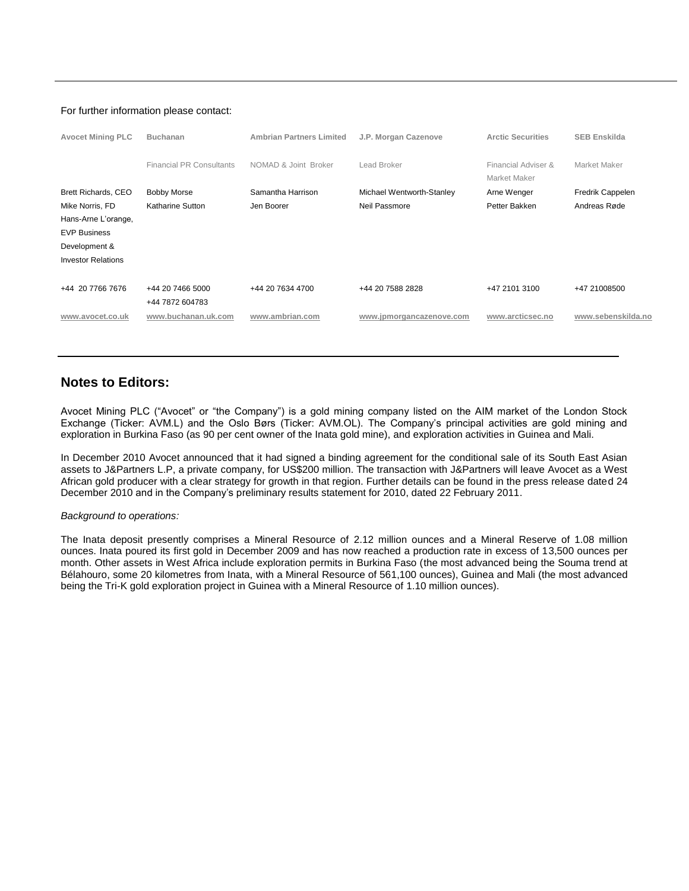For further information please contact:

| Avocet Mining PLC | Buchanan | Ambrian Partners Limited | J.P. Morgan Cazenove | Arctic Securities | SEB Enskilda |
|---|---|---|---|---|---|
| | Financial PR Consultants | NOMAD & Joint Broker | Lead Broker | Financial Adviser & Market Maker | Market Maker |
| Brett Richards, CEO<br>Mike Norris, FD<br>Hans-Arne L'orange, EVP Business Development & Investor Relations | Bobby Morse<br>Katharine Sutton | Samantha Harrison<br>Jen Boorer | Michael Wentworth-Stanley<br>Neil Passmore | Arne Wenger<br>Petter Bakken | Fredrik Cappelen<br>Andreas Røde |
| +44 20 7766 7676 | +44 20 7466 5000<br>+44 7872 604783 | +44 20 7634 4700 | +44 20 7588 2828 | +47 2101 3100 | +47 21008500 |
| www.avocet.co.uk | www.buchanan.uk.com | www.ambrian.com | www.jpmorgancazenove.com | www.arcticsec.no | www.sebenskilda.no |

## Notes to Editors:

Avocet Mining PLC ("Avocet" or "the Company") is a gold mining company listed on the AIM market of the London Stock Exchange (Ticker: AVM.L) and the Oslo Børs (Ticker: AVM.OL). The Company's principal activities are gold mining and exploration in Burkina Faso (as 90 per cent owner of the Inata gold mine), and exploration activities in Guinea and Mali.

In December 2010 Avocet announced that it had signed a binding agreement for the conditional sale of its South East Asian assets to J&Partners L.P, a private company, for US$200 million. The transaction with J&Partners will leave Avocet as a West African gold producer with a clear strategy for growth in that region. Further details can be found in the press release dated 24 December 2010 and in the Company's preliminary results statement for 2010, dated 22 February 2011.

*Background to operations:*

The Inata deposit presently comprises a Mineral Resource of 2.12 million ounces and a Mineral Reserve of 1.08 million ounces. Inata poured its first gold in December 2009 and has now reached a production rate in excess of 13,500 ounces per month. Other assets in West Africa include exploration permits in Burkina Faso (the most advanced being the Souma trend at Bélahouro, some 20 kilometres from Inata, with a Mineral Resource of 561,100 ounces), Guinea and Mali (the most advanced being the Tri-K gold exploration project in Guinea with a Mineral Resource of 1.10 million ounces).